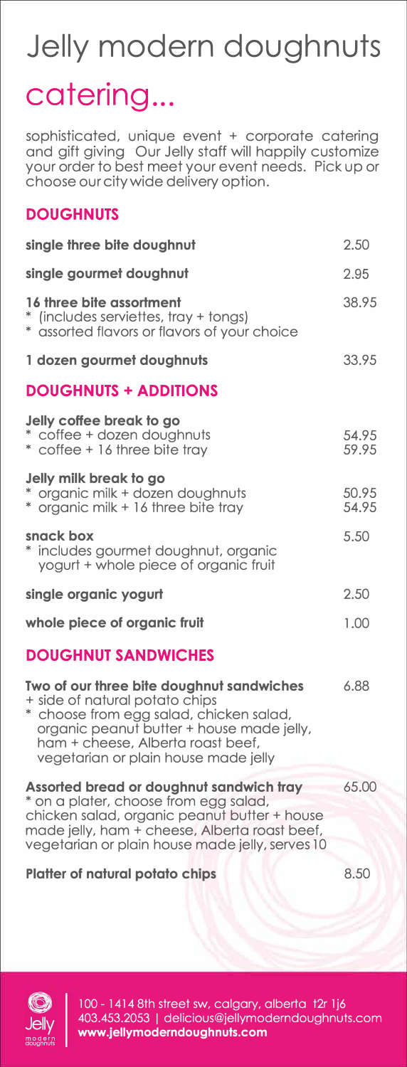# Jelly modern doughnuts

# catering...

sophisticated, unique event + corporate catering and gift giving Our Jelly staff will happily customize your order to best meet your event needs. Pick up or choose our city wide delivery option.

## DOUGHNUTS

| | |
|---|---|
| **single three bite doughnut** | 2.50 |
| **single gourmet doughnut** | 2.95 |
| **16 three bite assortment**<br>* (includes serviettes, tray + tongs)<br>* assorted flavors or flavors of your choice | 38.95 |
| **1 dozen gourmet doughnuts** | 33.95 |

## DOUGHNUTS + ADDITIONS

| | |
|---|---|
| **Jelly coffee break to go**<br>* coffee + dozen doughnuts<br>* coffee + 16 three bite tray | <br>54.95<br>59.95 |
| **Jelly milk break to go**<br>* organic milk + dozen doughnuts<br>* organic milk + 16 three bite tray | <br>50.95<br>54.95 |
| **snack box**<br>* includes gourmet doughnut, organic yogurt + whole piece of organic fruit | 5.50 |
| **single organic yogurt** | 2.50 |
| **whole piece of organic fruit** | 1.00 |

## DOUGHNUT SANDWICHES

| | |
|---|---|
| **Two of our three bite doughnut sandwiches**<br>+ side of natural potato chips<br>* choose from egg salad, chicken salad, organic peanut butter + house made jelly, ham + cheese, Alberta roast beef, vegetarian or plain house made jelly | 6.88 |
| **Assorted bread or doughnut sandwich tray**<br>* on a plater, choose from egg salad, chicken salad, organic peanut butter + house made jelly, ham + cheese, Alberta roast beef, vegetarian or plain house made jelly, serves 10 | 65.00 |
| **Platter of natural potato chips** | 8.50 |

100 - 1414 8th street sw, calgary, alberta t2r 1j6
403.453.2053 | delicious@jellymoderndoughnuts.com
**www.jellymoderndoughnuts.com**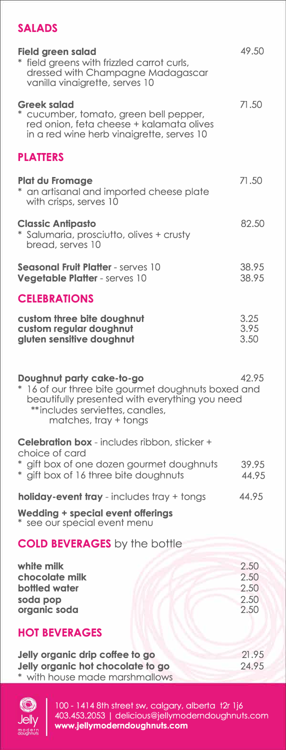## SALADS

**Field green salad** 49.50
* field greens with frizzled carrot curls, dressed with Champagne Madagascar vanilla vinaigrette, serves 10

**Greek salad** 71.50
* cucumber, tomato, green bell pepper, red onion, feta cheese + kalamata olives in a red wine herb vinaigrette, serves 10

## PLATTERS

**Plat du Fromage** 71.50
* an artisanal and imported cheese plate with crisps, serves 10

**Classic Antipasto** 82.50
* Salumaria, prosciutto, olives + crusty bread, serves 10

**Seasonal Fruit Platter** - serves 10 38.95
**Vegetable Platter** - serves 10 38.95

## CELEBRATIONS

**custom three bite doughnut** 3.25
**custom regular doughnut** 3.95
**gluten sensitive doughnut** 3.50

**Doughnut party cake-to-go** 42.95
* 16 of our three bite gourmet doughnuts boxed and beautifully presented with everything you need
**includes serviettes, candles, matches, tray + tongs

**Celebration box** - includes ribbon, sticker + choice of card
* gift box of one dozen gourmet doughnuts 39.95
* gift box of 16 three bite doughnuts 44.95

**holiday-event tray** - includes tray + tongs 44.95

**Wedding + special event offerings**
* see our special event menu

## COLD BEVERAGES by the bottle

| | |
|---|---|
| **white milk** | 2.50 |
| **chocolate milk** | 2.50 |
| **bottled water** | 2.50 |
| **soda pop** | 2.50 |
| **organic soda** | 2.50 |

## HOT BEVERAGES

**Jelly organic drip coffee to go** 21.95
**Jelly organic hot chocolate to go** 24.95
* with house made marshmallows

Jelly modern doughnuts

100 - 1414 8th street sw, calgary, alberta t2r 1j6
403.453.2053 | delicious@jellymoderndoughnuts.com
**www.jellymoderndoughnuts.com**